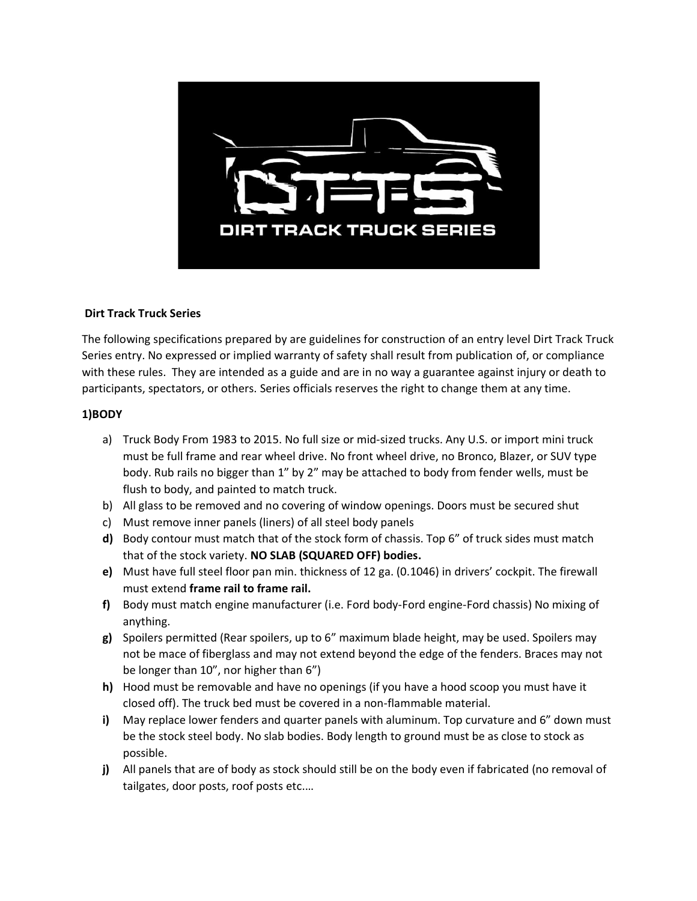**Dirt Track Truck Series**

The following specifications prepared by are guidelines for construction of an entry level Dirt Track Truck Series entry. No expressed or implied warranty of safety shall result from publication of, or compliance with these rules. They are intended as a guide and are in no way a guarantee against injury or death to participants, spectators, or others. Series officials reserves the right to change them at any time.

**1)BODY**

a) Truck Body From 1983 to 2015. No full size or mid-sized trucks. Any U.S. or import mini truck must be full frame and rear wheel drive. No front wheel drive, no Bronco, Blazer, or SUV type body. Rub rails no bigger than 1" by 2" may be attached to body from fender wells, must be flush to body, and painted to match truck.

b) All glass to be removed and no covering of window openings. Doors must be secured shut

c) Must remove inner panels (liners) of all steel body panels

**d)** Body contour must match that of the stock form of chassis. Top 6" of truck sides must match that of the stock variety. **NO SLAB (SQUARED OFF) bodies.**

**e)** Must have full steel floor pan min. thickness of 12 ga. (0.1046) in drivers' cockpit. The firewall must extend **frame rail to frame rail.**

**f)** Body must match engine manufacturer (i.e. Ford body-Ford engine-Ford chassis) No mixing of anything.

**g)** Spoilers permitted (Rear spoilers, up to 6" maximum blade height, may be used. Spoilers may not be mace of fiberglass and may not extend beyond the edge of the fenders. Braces may not be longer than 10", nor higher than 6")

**h)** Hood must be removable and have no openings (if you have a hood scoop you must have it closed off). The truck bed must be covered in a non-flammable material.

**i)** May replace lower fenders and quarter panels with aluminum. Top curvature and 6" down must be the stock steel body. No slab bodies. Body length to ground must be as close to stock as possible.

**j)** All panels that are of body as stock should still be on the body even if fabricated (no removal of tailgates, door posts, roof posts etc.…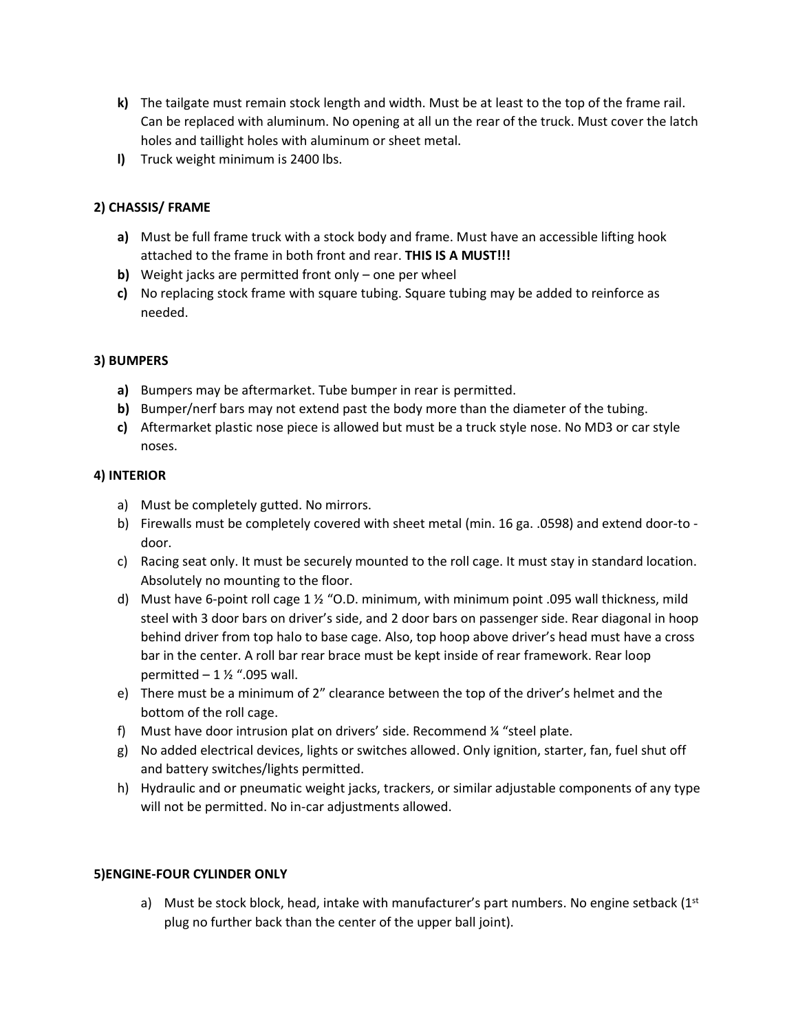- **k)** The tailgate must remain stock length and width. Must be at least to the top of the frame rail. Can be replaced with aluminum. No opening at all un the rear of the truck. Must cover the latch holes and taillight holes with aluminum or sheet metal.
- **l)** Truck weight minimum is 2400 lbs.

**2) CHASSIS/ FRAME**

- **a)** Must be full frame truck with a stock body and frame. Must have an accessible lifting hook attached to the frame in both front and rear. **THIS IS A MUST!!!**
- **b)** Weight jacks are permitted front only – one per wheel
- **c)** No replacing stock frame with square tubing. Square tubing may be added to reinforce as needed.

**3) BUMPERS**

- **a)** Bumpers may be aftermarket. Tube bumper in rear is permitted.
- **b)** Bumper/nerf bars may not extend past the body more than the diameter of the tubing.
- **c)** Aftermarket plastic nose piece is allowed but must be a truck style nose. No MD3 or car style noses.

**4) INTERIOR**

- a) Must be completely gutted. No mirrors.
- b) Firewalls must be completely covered with sheet metal (min. 16 ga. .0598) and extend door-to -door.
- c) Racing seat only. It must be securely mounted to the roll cage. It must stay in standard location. Absolutely no mounting to the floor.
- d) Must have 6-point roll cage 1 ½ "O.D. minimum, with minimum point .095 wall thickness, mild steel with 3 door bars on driver's side, and 2 door bars on passenger side. Rear diagonal in hoop behind driver from top halo to base cage. Also, top hoop above driver's head must have a cross bar in the center. A roll bar rear brace must be kept inside of rear framework. Rear loop permitted – 1 ½ ".095 wall.
- e) There must be a minimum of 2" clearance between the top of the driver's helmet and the bottom of the roll cage.
- f) Must have door intrusion plat on drivers' side. Recommend ¼ "steel plate.
- g) No added electrical devices, lights or switches allowed. Only ignition, starter, fan, fuel shut off and battery switches/lights permitted.
- h) Hydraulic and or pneumatic weight jacks, trackers, or similar adjustable components of any type will not be permitted. No in-car adjustments allowed.

**5)ENGINE-FOUR CYLINDER ONLY**

- a) Must be stock block, head, intake with manufacturer's part numbers. No engine setback (1st plug no further back than the center of the upper ball joint).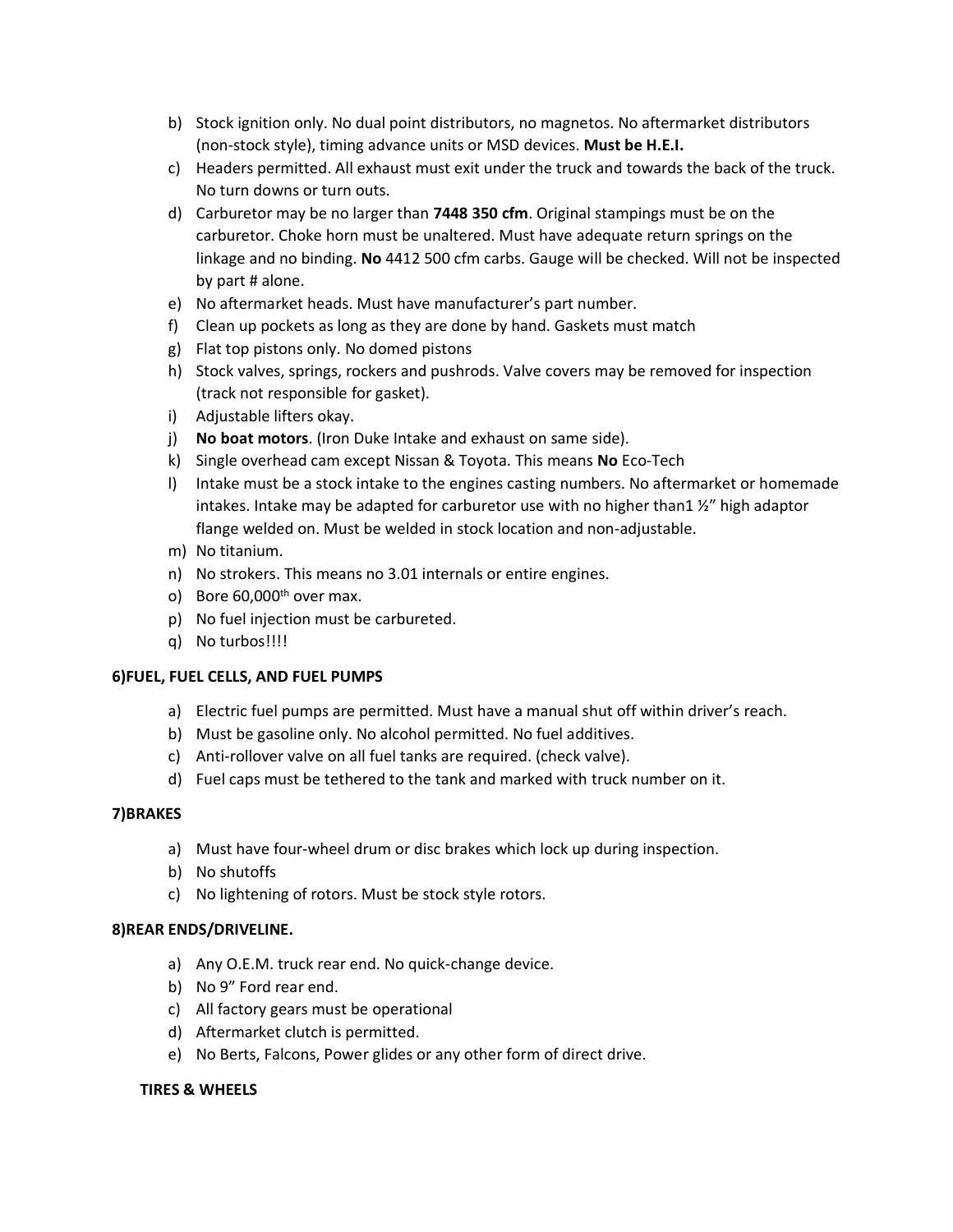b) Stock ignition only. No dual point distributors, no magnetos. No aftermarket distributors (non-stock style), timing advance units or MSD devices. **Must be H.E.I.**
c) Headers permitted. All exhaust must exit under the truck and towards the back of the truck. No turn downs or turn outs.
d) Carburetor may be no larger than **7448 350 cfm**. Original stampings must be on the carburetor. Choke horn must be unaltered. Must have adequate return springs on the linkage and no binding. **No** 4412 500 cfm carbs. Gauge will be checked. Will not be inspected by part # alone.
e) No aftermarket heads. Must have manufacturer's part number.
f) Clean up pockets as long as they are done by hand. Gaskets must match
g) Flat top pistons only. No domed pistons
h) Stock valves, springs, rockers and pushrods. Valve covers may be removed for inspection (track not responsible for gasket).
i) Adjustable lifters okay.
j) **No boat motors**. (Iron Duke Intake and exhaust on same side).
k) Single overhead cam except Nissan & Toyota. This means **No** Eco-Tech
l) Intake must be a stock intake to the engines casting numbers. No aftermarket or homemade intakes. Intake may be adapted for carburetor use with no higher than1 ½" high adaptor flange welded on. Must be welded in stock location and non-adjustable.
m) No titanium.
n) No strokers. This means no 3.01 internals or entire engines.
o) Bore 60,000th over max.
p) No fuel injection must be carbureted.
q) No turbos!!!!

**6)FUEL, FUEL CELLS, AND FUEL PUMPS**

a) Electric fuel pumps are permitted. Must have a manual shut off within driver's reach.
b) Must be gasoline only. No alcohol permitted. No fuel additives.
c) Anti-rollover valve on all fuel tanks are required. (check valve).
d) Fuel caps must be tethered to the tank and marked with truck number on it.

**7)BRAKES**

a) Must have four-wheel drum or disc brakes which lock up during inspection.
b) No shutoffs
c) No lightening of rotors. Must be stock style rotors.

**8)REAR ENDS/DRIVELINE.**

a) Any O.E.M. truck rear end. No quick-change device.
b) No 9" Ford rear end.
c) All factory gears must be operational
d) Aftermarket clutch is permitted.
e) No Berts, Falcons, Power glides or any other form of direct drive.

**TIRES & WHEELS**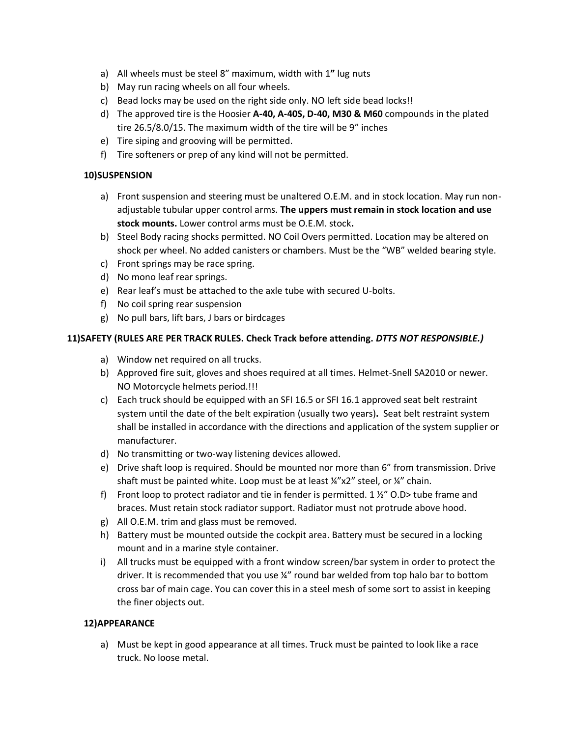a) All wheels must be steel 8" maximum, width with 1**"** lug nuts
b) May run racing wheels on all four wheels.
c) Bead locks may be used on the right side only. NO left side bead locks!!
d) The approved tire is the Hoosier **A-40, A-40S, D-40, M30 & M60** compounds in the plated tire 26.5/8.0/15. The maximum width of the tire will be 9" inches
e) Tire siping and grooving will be permitted.
f) Tire softeners or prep of any kind will not be permitted.

**10)SUSPENSION**

a) Front suspension and steering must be unaltered O.E.M. and in stock location. May run non-adjustable tubular upper control arms. **The uppers must remain in stock location and use stock mounts.** Lower control arms must be O.E.M. stock**.**
b) Steel Body racing shocks permitted. NO Coil Overs permitted. Location may be altered on shock per wheel. No added canisters or chambers. Must be the "WB" welded bearing style.
c) Front springs may be race spring.
d) No mono leaf rear springs.
e) Rear leaf's must be attached to the axle tube with secured U-bolts.
f) No coil spring rear suspension
g) No pull bars, lift bars, J bars or birdcages

**11)SAFETY (RULES ARE PER TRACK RULES. Check Track before attending. *DTTS NOT RESPONSIBLE.)***

a) Window net required on all trucks.
b) Approved fire suit, gloves and shoes required at all times. Helmet-Snell SA2010 or newer. NO Motorcycle helmets period.!!!
c) Each truck should be equipped with an SFI 16.5 or SFI 16.1 approved seat belt restraint system until the date of the belt expiration (usually two years)**.** Seat belt restraint system shall be installed in accordance with the directions and application of the system supplier or manufacturer.
d) No transmitting or two-way listening devices allowed.
e) Drive shaft loop is required. Should be mounted nor more than 6" from transmission. Drive shaft must be painted white. Loop must be at least ¼"x2" steel, or ¼" chain.
f) Front loop to protect radiator and tie in fender is permitted. 1 ½" O.D> tube frame and braces. Must retain stock radiator support. Radiator must not protrude above hood.
g) All O.E.M. trim and glass must be removed.
h) Battery must be mounted outside the cockpit area. Battery must be secured in a locking mount and in a marine style container.
i) All trucks must be equipped with a front window screen/bar system in order to protect the driver. It is recommended that you use ¼" round bar welded from top halo bar to bottom cross bar of main cage. You can cover this in a steel mesh of some sort to assist in keeping the finer objects out.

**12)APPEARANCE**

a) Must be kept in good appearance at all times. Truck must be painted to look like a race truck. No loose metal.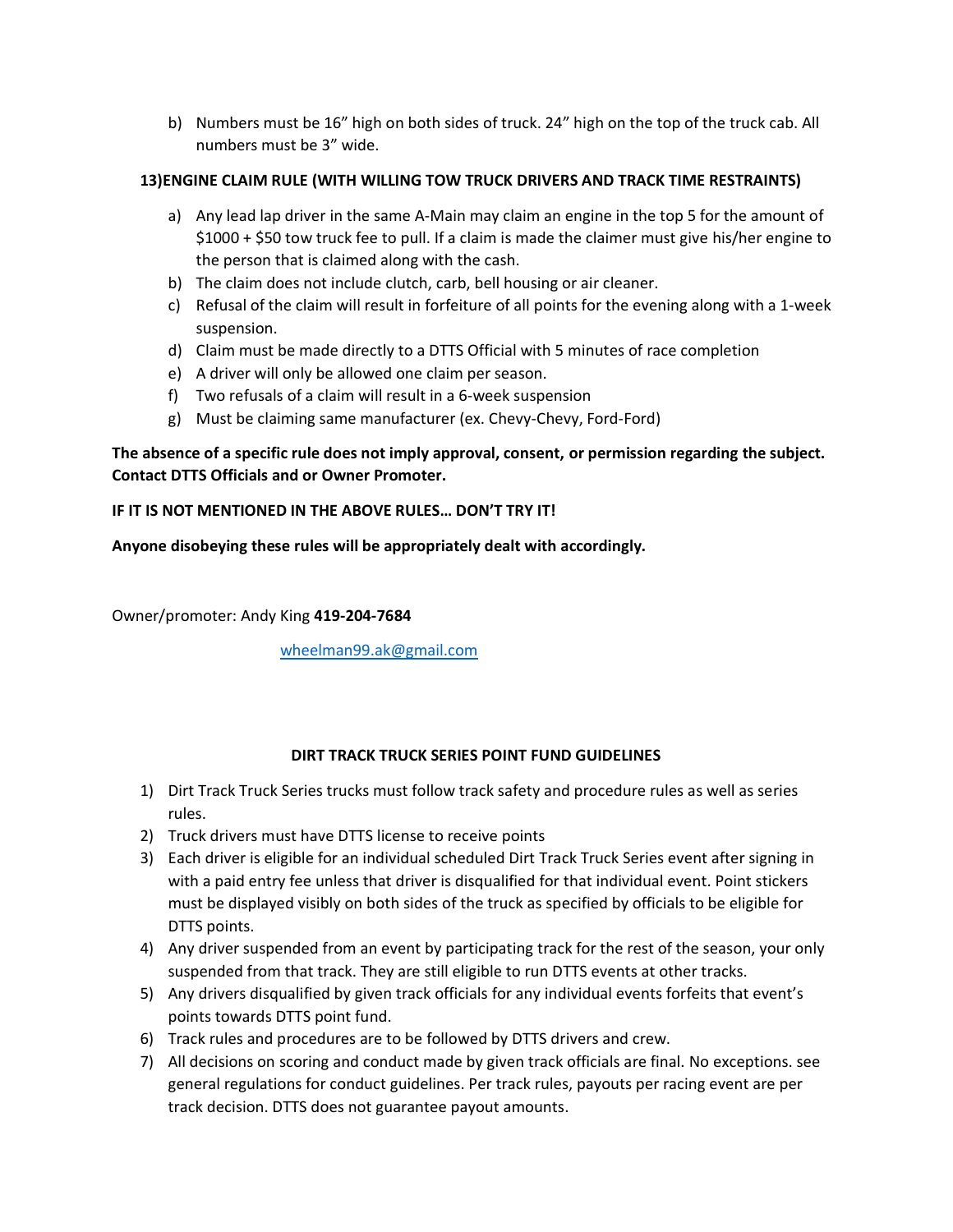b) Numbers must be 16" high on both sides of truck. 24" high on the top of the truck cab. All numbers must be 3" wide.

**13)ENGINE CLAIM RULE (WITH WILLING TOW TRUCK DRIVERS AND TRACK TIME RESTRAINTS)**

a) Any lead lap driver in the same A-Main may claim an engine in the top 5 for the amount of $1000 + $50 tow truck fee to pull. If a claim is made the claimer must give his/her engine to the person that is claimed along with the cash.
b) The claim does not include clutch, carb, bell housing or air cleaner.
c) Refusal of the claim will result in forfeiture of all points for the evening along with a 1-week suspension.
d) Claim must be made directly to a DTTS Official with 5 minutes of race completion
e) A driver will only be allowed one claim per season.
f) Two refusals of a claim will result in a 6-week suspension
g) Must be claiming same manufacturer (ex. Chevy-Chevy, Ford-Ford)

**The absence of a specific rule does not imply approval, consent, or permission regarding the subject. Contact DTTS Officials and or Owner Promoter.**

**IF IT IS NOT MENTIONED IN THE ABOVE RULES… DON'T TRY IT!**

**Anyone disobeying these rules will be appropriately dealt with accordingly.**

Owner/promoter: Andy King **419-204-7684**

wheelman99.ak@gmail.com

## DIRT TRACK TRUCK SERIES POINT FUND GUIDELINES

1) Dirt Track Truck Series trucks must follow track safety and procedure rules as well as series rules.
2) Truck drivers must have DTTS license to receive points
3) Each driver is eligible for an individual scheduled Dirt Track Truck Series event after signing in with a paid entry fee unless that driver is disqualified for that individual event. Point stickers must be displayed visibly on both sides of the truck as specified by officials to be eligible for DTTS points.
4) Any driver suspended from an event by participating track for the rest of the season, your only suspended from that track. They are still eligible to run DTTS events at other tracks.
5) Any drivers disqualified by given track officials for any individual events forfeits that event's points towards DTTS point fund.
6) Track rules and procedures are to be followed by DTTS drivers and crew.
7) All decisions on scoring and conduct made by given track officials are final. No exceptions. see general regulations for conduct guidelines. Per track rules, payouts per racing event are per track decision. DTTS does not guarantee payout amounts.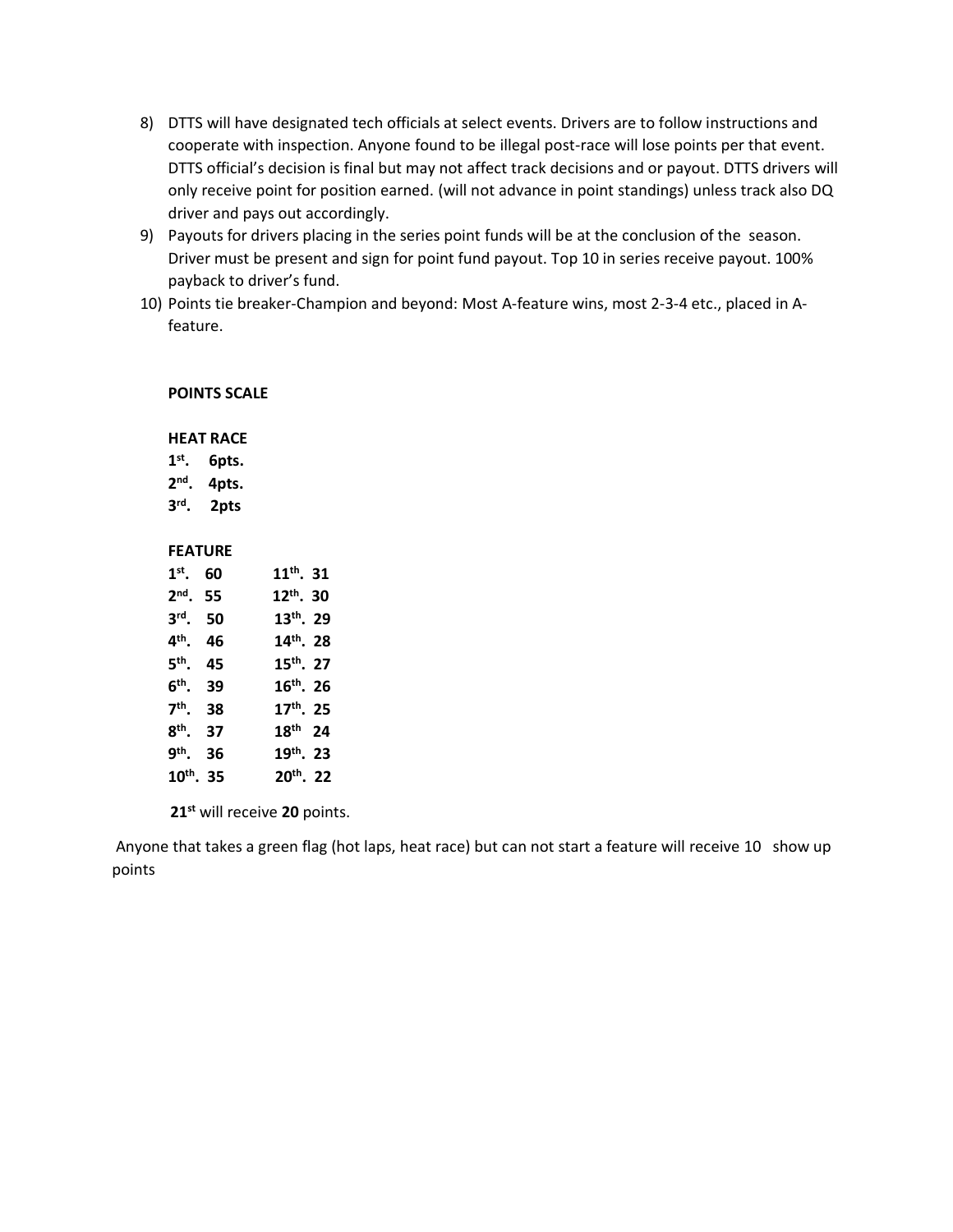8) DTTS will have designated tech officials at select events. Drivers are to follow instructions and cooperate with inspection. Anyone found to be illegal post-race will lose points per that event. DTTS official's decision is final but may not affect track decisions and or payout. DTTS drivers will only receive point for position earned. (will not advance in point standings) unless track also DQ driver and pays out accordingly.
9) Payouts for drivers placing in the series point funds will be at the conclusion of the season. Driver must be present and sign for point fund payout. Top 10 in series receive payout. 100% payback to driver's fund.
10) Points tie breaker-Champion and beyond: Most A-feature wins, most 2-3-4 etc., placed in A-feature.

**POINTS SCALE**

**HEAT RACE**

**1st. 6pts.**
**2nd. 4pts.**
**3rd. 2pts**

**FEATURE**

| | | | |
|---|---|---|---|
| **1st.** | **60** | **11th.** | **31** |
| **2nd.** | **55** | **12th.** | **30** |
| **3rd.** | **50** | **13th.** | **29** |
| **4th.** | **46** | **14th.** | **28** |
| **5th.** | **45** | **15th.** | **27** |
| **6th.** | **39** | **16th.** | **26** |
| **7th.** | **38** | **17th.** | **25** |
| **8th.** | **37** | **18th** | **24** |
| **9th.** | **36** | **19th.** | **23** |
| **10th.** | **35** | **20th.** | **22** |

**21st** will receive **20** points.

Anyone that takes a green flag (hot laps, heat race) but can not start a feature will receive 10 show up points